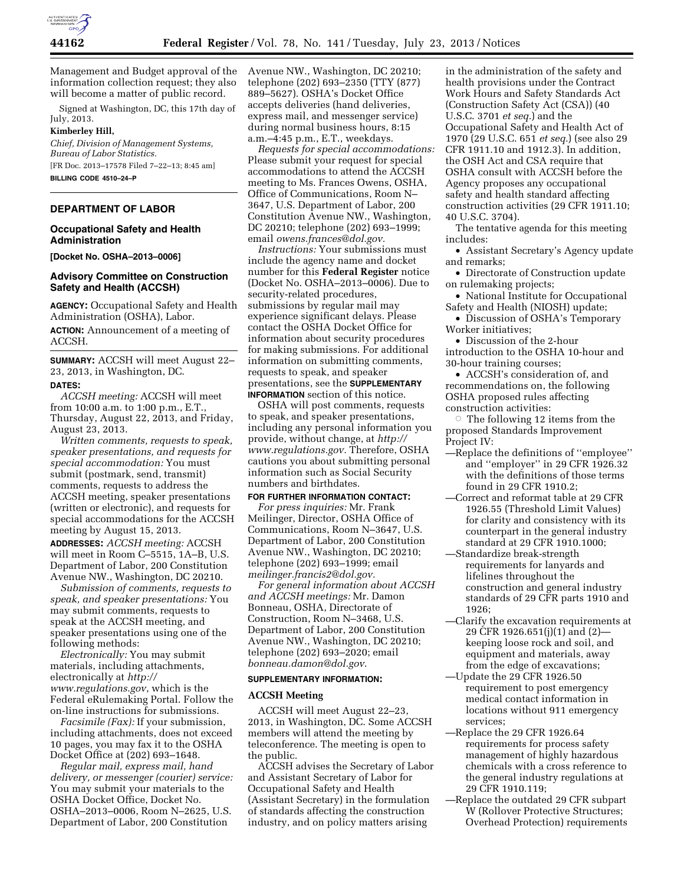Management and Budget approval of the information collection request; they also will become a matter of public record.

Signed at Washington, DC, this 17th day of July, 2013.

**Kimberley Hill,**

*Chief, Division of Management Systems, Bureau of Labor Statistics.*

[FR Doc. 2013–17578 Filed 7–22–13; 8:45 am]

**BILLING CODE 4510–24–P**

## DEPARTMENT OF LABOR

### Occupational Safety and Health Administration

**[Docket No. OSHA–2013–0006]**

### Advisory Committee on Construction Safety and Health (ACCSH)

**AGENCY:** Occupational Safety and Health Administration (OSHA), Labor.

**ACTION:** Announcement of a meeting of ACCSH.

**SUMMARY:** ACCSH will meet August 22–23, 2013, in Washington, DC.

**DATES:**

*ACCSH meeting:* ACCSH will meet from 10:00 a.m. to 1:00 p.m., E.T., Thursday, August 22, 2013, and Friday, August 23, 2013.

*Written comments, requests to speak, speaker presentations, and requests for special accommodation:* You must submit (postmark, send, transmit) comments, requests to address the ACCSH meeting, speaker presentations (written or electronic), and requests for special accommodations for the ACCSH meeting by August 15, 2013.

**ADDRESSES:** *ACCSH meeting:* ACCSH will meet in Room C–5515, 1A–B, U.S. Department of Labor, 200 Constitution Avenue NW., Washington, DC 20210.

*Submission of comments, requests to speak, and speaker presentations:* You may submit comments, requests to speak at the ACCSH meeting, and speaker presentations using one of the following methods:

*Electronically:* You may submit materials, including attachments, electronically at *http://www.regulations.gov*, which is the Federal eRulemaking Portal. Follow the on-line instructions for submissions.

*Facsimile (Fax):* If your submission, including attachments, does not exceed 10 pages, you may fax it to the OSHA Docket Office at (202) 693–1648.

*Regular mail, express mail, hand delivery, or messenger (courier) service:* You may submit your materials to the OSHA Docket Office, Docket No. OSHA–2013–0006, Room N–2625, U.S. Department of Labor, 200 Constitution Avenue NW., Washington, DC 20210; telephone (202) 693–2350 (TTY (877) 889–5627). OSHA's Docket Office accepts deliveries (hand deliveries, express mail, and messenger service) during normal business hours, 8:15 a.m.–4:45 p.m., E.T., weekdays.

*Requests for special accommodations:* Please submit your request for special accommodations to attend the ACCSH meeting to Ms. Frances Owens, OSHA, Office of Communications, Room N–3647, U.S. Department of Labor, 200 Constitution Avenue NW., Washington, DC 20210; telephone (202) 693–1999; email *owens.frances@dol.gov.*

*Instructions:* Your submissions must include the agency name and docket number for this **Federal Register** notice (Docket No. OSHA–2013–0006). Due to security-related procedures, submissions by regular mail may experience significant delays. Please contact the OSHA Docket Office for information about security procedures for making submissions. For additional information on submitting comments, requests to speak, and speaker presentations, see the **SUPPLEMENTARY INFORMATION** section of this notice.

OSHA will post comments, requests to speak, and speaker presentations, including any personal information you provide, without change, at *http://www.regulations.gov.* Therefore, OSHA cautions you about submitting personal information such as Social Security numbers and birthdates.

**FOR FURTHER INFORMATION CONTACT:**

*For press inquiries:* Mr. Frank Meilinger, Director, OSHA Office of Communications, Room N–3647, U.S. Department of Labor, 200 Constitution Avenue NW., Washington, DC 20210; telephone (202) 693–1999; email *meilinger.francis2@dol.gov.*

*For general information about ACCSH and ACCSH meetings:* Mr. Damon Bonneau, OSHA, Directorate of Construction, Room N–3468, U.S. Department of Labor, 200 Constitution Avenue NW., Washington, DC 20210; telephone (202) 693–2020; email *bonneau.damon@dol.gov*.

**SUPPLEMENTARY INFORMATION:**

**ACCSH Meeting**

ACCSH will meet August 22–23, 2013, in Washington, DC. Some ACCSH members will attend the meeting by teleconference. The meeting is open to the public.

ACCSH advises the Secretary of Labor and Assistant Secretary of Labor for Occupational Safety and Health (Assistant Secretary) in the formulation of standards affecting the construction industry, and on policy matters arising in the administration of the safety and health provisions under the Contract Work Hours and Safety Standards Act (Construction Safety Act (CSA)) (40 U.S.C. 3701 *et seq.*) and the Occupational Safety and Health Act of 1970 (29 U.S.C. 651 *et seq.*) (see also 29 CFR 1911.10 and 1912.3). In addition, the OSH Act and CSA require that OSHA consult with ACCSH before the Agency proposes any occupational safety and health standard affecting construction activities (29 CFR 1911.10; 40 U.S.C. 3704).

The tentative agenda for this meeting includes:

- Assistant Secretary's Agency update and remarks;
- Directorate of Construction update on rulemaking projects;
- National Institute for Occupational Safety and Health (NIOSH) update;
- Discussion of OSHA's Temporary Worker initiatives;
- Discussion of the 2-hour introduction to the OSHA 10-hour and 30-hour training courses;
- ACCSH's consideration of, and recommendations on, the following OSHA proposed rules affecting construction activities:
  - The following 12 items from the proposed Standards Improvement Project IV:

—Replace the definitions of "employee" and "employer" in 29 CFR 1926.32 with the definitions of those terms found in 29 CFR 1910.2;

—Correct and reformat table at 29 CFR 1926.55 (Threshold Limit Values) for clarity and consistency with its counterpart in the general industry standard at 29 CFR 1910.1000;

—Standardize break-strength requirements for lanyards and lifelines throughout the construction and general industry standards of 29 CFR parts 1910 and 1926;

—Clarify the excavation requirements at 29 CFR 1926.651(j)(1) and (2)—keeping loose rock and soil, and equipment and materials, away from the edge of excavations;

—Update the 29 CFR 1926.50 requirement to post emergency medical contact information in locations without 911 emergency services;

—Replace the 29 CFR 1926.64 requirements for process safety management of highly hazardous chemicals with a cross reference to the general industry regulations at 29 CFR 1910.119;

—Replace the outdated 29 CFR subpart W (Rollover Protective Structures; Overhead Protection) requirements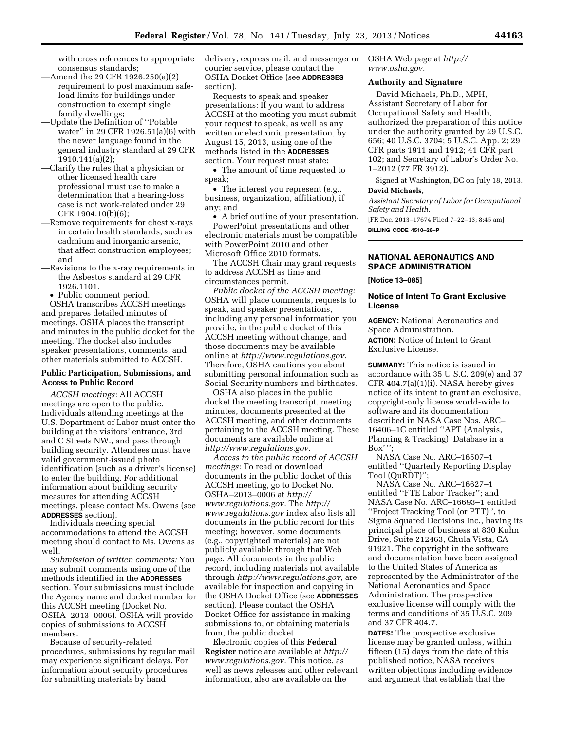with cross references to appropriate consensus standards;

—Amend the 29 CFR 1926.250(a)(2) requirement to post maximum safe-load limits for buildings under construction to exempt single family dwellings;

—Update the Definition of ''Potable water'' in 29 CFR 1926.51(a)(6) with the newer language found in the general industry standard at 29 CFR 1910.141(a)(2);

—Clarify the rules that a physician or other licensed health care professional must use to make a determination that a hearing-loss case is not work-related under 29 CFR 1904.10(b)(6);

—Remove requirements for chest x-rays in certain health standards, such as cadmium and inorganic arsenic, that affect construction employees; and

—Revisions to the x-ray requirements in the Asbestos standard at 29 CFR 1926.1101.

• Public comment period.

OSHA transcribes ACCSH meetings and prepares detailed minutes of meetings. OSHA places the transcript and minutes in the public docket for the meeting. The docket also includes speaker presentations, comments, and other materials submitted to ACCSH.

### Public Participation, Submissions, and Access to Public Record

*ACCSH meetings:* All ACCSH meetings are open to the public. Individuals attending meetings at the U.S. Department of Labor must enter the building at the visitors' entrance, 3rd and C Streets NW., and pass through building security. Attendees must have valid government-issued photo identification (such as a driver's license) to enter the building. For additional information about building security measures for attending ACCSH meetings, please contact Ms. Owens (see **ADDRESSES** section).

Individuals needing special accommodations to attend the ACCSH meeting should contact to Ms. Owens as well.

*Submission of written comments:* You may submit comments using one of the methods identified in the **ADDRESSES** section. Your submissions must include the Agency name and docket number for this ACCSH meeting (Docket No. OSHA–2013–0006). OSHA will provide copies of submissions to ACCSH members.

Because of security-related procedures, submissions by regular mail may experience significant delays. For information about security procedures for submitting materials by hand delivery, express mail, and messenger or courier service, please contact the OSHA Docket Office (see **ADDRESSES** section).

Requests to speak and speaker presentations: If you want to address ACCSH at the meeting you must submit your request to speak, as well as any written or electronic presentation, by August 15, 2013, using one of the methods listed in the **ADDRESSES** section. Your request must state:

• The amount of time requested to speak;

• The interest you represent (e.g., business, organization, affiliation), if any; and

• A brief outline of your presentation.

PowerPoint presentations and other electronic materials must be compatible with PowerPoint 2010 and other Microsoft Office 2010 formats.

The ACCSH Chair may grant requests to address ACCSH as time and circumstances permit.

*Public docket of the ACCSH meeting:* OSHA will place comments, requests to speak, and speaker presentations, including any personal information you provide, in the public docket of this ACCSH meeting without change, and those documents may be available online at *http://www.regulations.gov.* Therefore, OSHA cautions you about submitting personal information such as Social Security numbers and birthdates.

OSHA also places in the public docket the meeting transcript, meeting minutes, documents presented at the ACCSH meeting, and other documents pertaining to the ACCSH meeting. These documents are available online at *http://www.regulations.gov.*

*Access to the public record of ACCSH meetings:* To read or download documents in the public docket of this ACCSH meeting, go to Docket No. OSHA–2013–0006 at *http://www.regulations.gov.* The *http://www.regulations.gov* index also lists all documents in the public record for this meeting; however, some documents (e.g., copyrighted materials) are not publicly available through that Web page. All documents in the public record, including materials not available through *http://www.regulations.gov,* are available for inspection and copying in the OSHA Docket Office (see **ADDRESSES** section). Please contact the OSHA Docket Office for assistance in making submissions to, or obtaining materials from, the public docket.

Electronic copies of this **Federal Register** notice are available at *http://www.regulations.gov.* This notice, as well as news releases and other relevant information, also are available on the OSHA Web page at *http://www.osha.gov.*

### Authority and Signature

David Michaels, Ph.D., MPH, Assistant Secretary of Labor for Occupational Safety and Health, authorized the preparation of this notice under the authority granted by 29 U.S.C. 656; 40 U.S.C. 3704; 5 U.S.C. App. 2; 29 CFR parts 1911 and 1912; 41 CFR part 102; and Secretary of Labor's Order No. 1–2012 (77 FR 3912).

Signed at Washington, DC on July 18, 2013.

**David Michaels,**

*Assistant Secretary of Labor for Occupational Safety and Health.*

[FR Doc. 2013–17674 Filed 7–22–13; 8:45 am]

**BILLING CODE 4510–26–P**

---

## NATIONAL AERONAUTICS AND SPACE ADMINISTRATION

**[Notice 13–085]**

### Notice of Intent To Grant Exclusive License

**AGENCY:** National Aeronautics and Space Administration.

**ACTION:** Notice of Intent to Grant Exclusive License.

**SUMMARY:** This notice is issued in accordance with 35 U.S.C. 209(e) and 37 CFR 404.7(a)(1)(i). NASA hereby gives notice of its intent to grant an exclusive, copyright-only license world-wide to software and its documentation described in NASA Case Nos. ARC–16406–1C entitled ''APT (Analysis, Planning & Tracking) 'Database in a Box' '';

NASA Case No. ARC–16507–1 entitled ''Quarterly Reporting Display Tool (QuRDT)'';

NASA Case No. ARC–16627–1 entitled ''FTE Labor Tracker''; and NASA Case No. ARC–16693–1 entitled ''Project Tracking Tool (or PTT)'', to Sigma Squared Decisions Inc., having its principal place of business at 830 Kuhn Drive, Suite 212463, Chula Vista, CA 91921. The copyright in the software and documentation have been assigned to the United States of America as represented by the Administrator of the National Aeronautics and Space Administration. The prospective exclusive license will comply with the terms and conditions of 35 U.S.C. 209 and 37 CFR 404.7.

**DATES:** The prospective exclusive license may be granted unless, within fifteen (15) days from the date of this published notice, NASA receives written objections including evidence and argument that establish that the